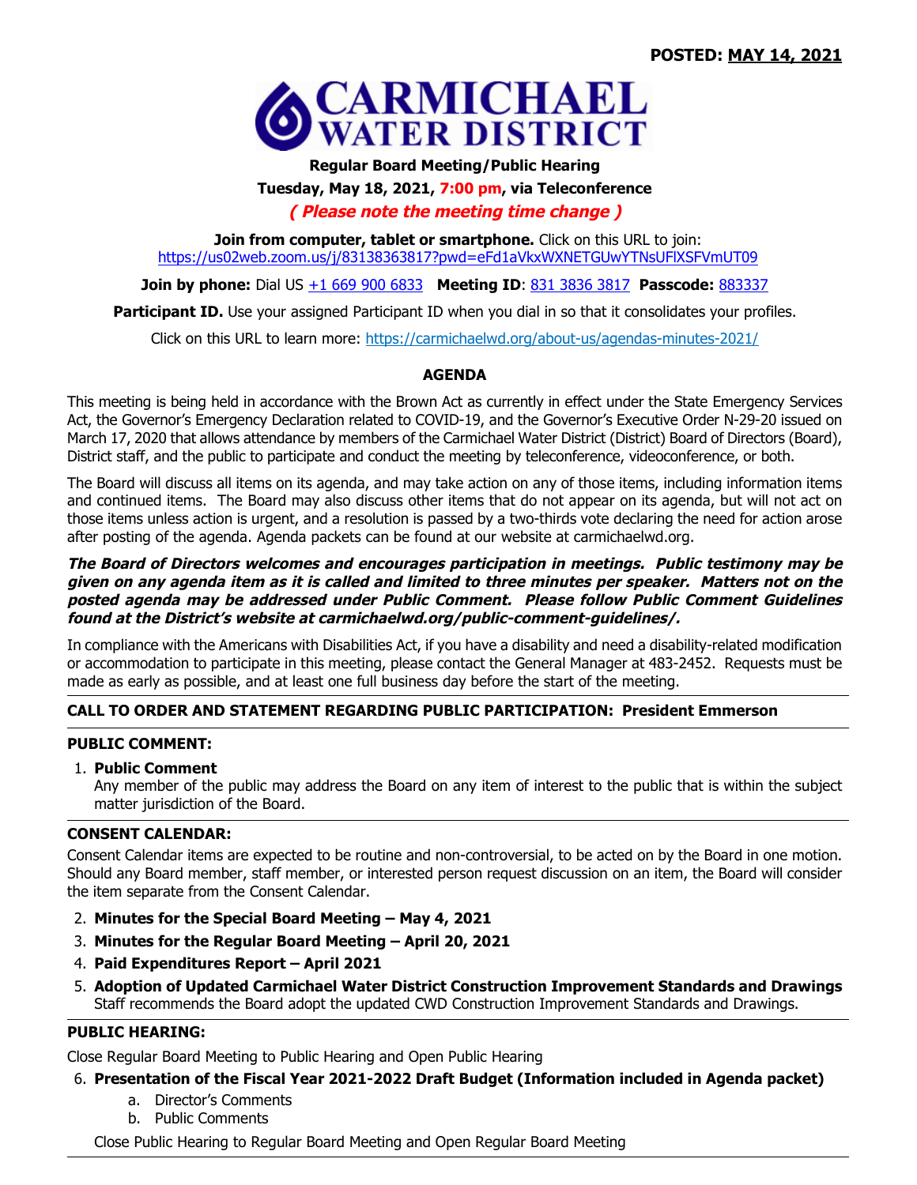**POSTED: MAY 14, 2021**

# CARMICHAEL WATER DISTRICT

**Regular Board Meeting/Public Hearing**

**Tuesday, May 18, 2021, 7:00 pm, via Teleconference**

***( Please note the meeting time change )***

**Join from computer, tablet or smartphone.** Click on this URL to join: https://us02web.zoom.us/j/83138363817?pwd=eFd1aVkxWXNETGUwYTNsUFlXSFVmUT09

**Join by phone:** Dial US +1 669 900 6833 **Meeting ID**: 831 3836 3817 **Passcode:** 883337

**Participant ID.** Use your assigned Participant ID when you dial in so that it consolidates your profiles.

Click on this URL to learn more: https://carmichaelwd.org/about-us/agendas-minutes-2021/

## AGENDA

This meeting is being held in accordance with the Brown Act as currently in effect under the State Emergency Services Act, the Governor's Emergency Declaration related to COVID-19, and the Governor's Executive Order N-29-20 issued on March 17, 2020 that allows attendance by members of the Carmichael Water District (District) Board of Directors (Board), District staff, and the public to participate and conduct the meeting by teleconference, videoconference, or both.

The Board will discuss all items on its agenda, and may take action on any of those items, including information items and continued items. The Board may also discuss other items that do not appear on its agenda, but will not act on those items unless action is urgent, and a resolution is passed by a two-thirds vote declaring the need for action arose after posting of the agenda. Agenda packets can be found at our website at carmichaelwd.org.

***The Board of Directors welcomes and encourages participation in meetings. Public testimony may be given on any agenda item as it is called and limited to three minutes per speaker. Matters not on the posted agenda may be addressed under Public Comment. Please follow Public Comment Guidelines found at the District's website at carmichaelwd.org/public-comment-guidelines/.***

In compliance with the Americans with Disabilities Act, if you have a disability and need a disability-related modification or accommodation to participate in this meeting, please contact the General Manager at 483-2452. Requests must be made as early as possible, and at least one full business day before the start of the meeting.

**CALL TO ORDER AND STATEMENT REGARDING PUBLIC PARTICIPATION: President Emmerson**

**PUBLIC COMMENT:**

1. **Public Comment**
   Any member of the public may address the Board on any item of interest to the public that is within the subject matter jurisdiction of the Board.

**CONSENT CALENDAR:**

Consent Calendar items are expected to be routine and non-controversial, to be acted on by the Board in one motion. Should any Board member, staff member, or interested person request discussion on an item, the Board will consider the item separate from the Consent Calendar.

2. **Minutes for the Special Board Meeting – May 4, 2021**
3. **Minutes for the Regular Board Meeting – April 20, 2021**
4. **Paid Expenditures Report – April 2021**
5. **Adoption of Updated Carmichael Water District Construction Improvement Standards and Drawings**
   Staff recommends the Board adopt the updated CWD Construction Improvement Standards and Drawings.

**PUBLIC HEARING:**

Close Regular Board Meeting to Public Hearing and Open Public Hearing

6. **Presentation of the Fiscal Year 2021-2022 Draft Budget (Information included in Agenda packet)**
   a. Director's Comments
   b. Public Comments

   Close Public Hearing to Regular Board Meeting and Open Regular Board Meeting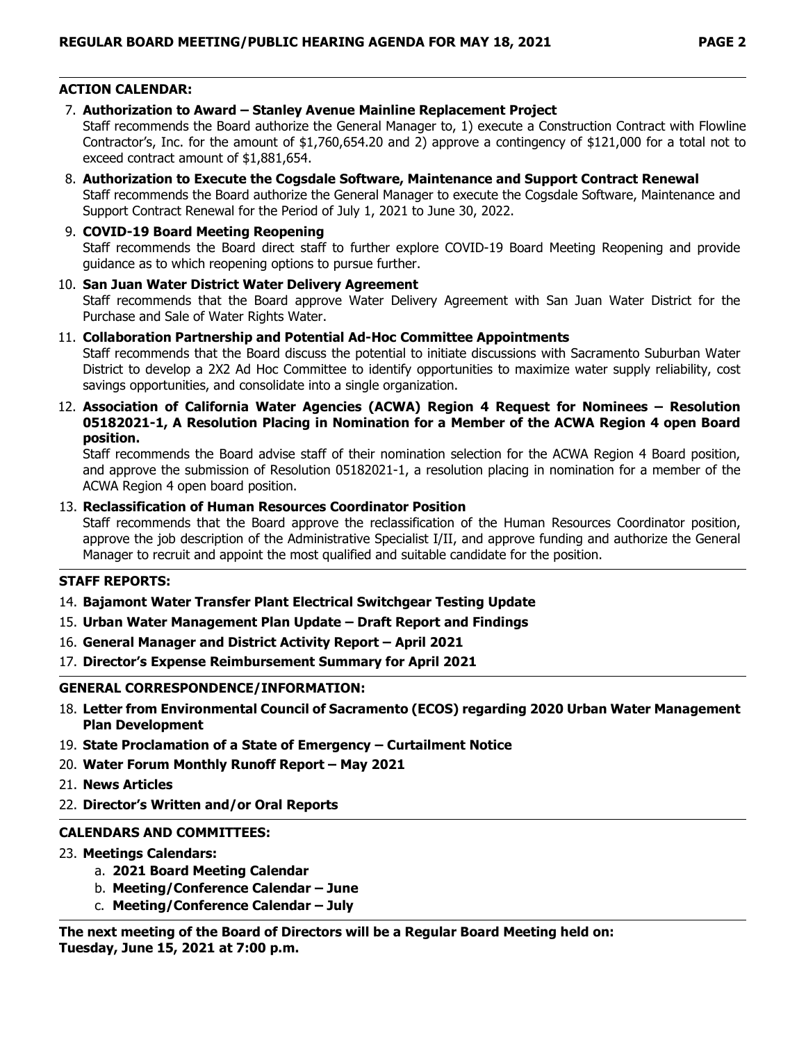**ACTION CALENDAR:**

7. **Authorization to Award – Stanley Avenue Mainline Replacement Project**
   Staff recommends the Board authorize the General Manager to, 1) execute a Construction Contract with Flowline Contractor's, Inc. for the amount of $1,760,654.20 and 2) approve a contingency of $121,000 for a total not to exceed contract amount of $1,881,654.

8. **Authorization to Execute the Cogsdale Software, Maintenance and Support Contract Renewal**
   Staff recommends the Board authorize the General Manager to execute the Cogsdale Software, Maintenance and Support Contract Renewal for the Period of July 1, 2021 to June 30, 2022.

9. **COVID-19 Board Meeting Reopening**
   Staff recommends the Board direct staff to further explore COVID-19 Board Meeting Reopening and provide guidance as to which reopening options to pursue further.

10. **San Juan Water District Water Delivery Agreement**
    Staff recommends that the Board approve Water Delivery Agreement with San Juan Water District for the Purchase and Sale of Water Rights Water.

11. **Collaboration Partnership and Potential Ad-Hoc Committee Appointments**
    Staff recommends that the Board discuss the potential to initiate discussions with Sacramento Suburban Water District to develop a 2X2 Ad Hoc Committee to identify opportunities to maximize water supply reliability, cost savings opportunities, and consolidate into a single organization.

12. **Association of California Water Agencies (ACWA) Region 4 Request for Nominees – Resolution 05182021-1, A Resolution Placing in Nomination for a Member of the ACWA Region 4 open Board position.**
    Staff recommends the Board advise staff of their nomination selection for the ACWA Region 4 Board position, and approve the submission of Resolution 05182021-1, a resolution placing in nomination for a member of the ACWA Region 4 open board position.

13. **Reclassification of Human Resources Coordinator Position**
    Staff recommends that the Board approve the reclassification of the Human Resources Coordinator position, approve the job description of the Administrative Specialist I/II, and approve funding and authorize the General Manager to recruit and appoint the most qualified and suitable candidate for the position.

**STAFF REPORTS:**

14. **Bajamont Water Transfer Plant Electrical Switchgear Testing Update**
15. **Urban Water Management Plan Update – Draft Report and Findings**
16. **General Manager and District Activity Report – April 2021**
17. **Director's Expense Reimbursement Summary for April 2021**

**GENERAL CORRESPONDENCE/INFORMATION:**

18. **Letter from Environmental Council of Sacramento (ECOS) regarding 2020 Urban Water Management Plan Development**
19. **State Proclamation of a State of Emergency – Curtailment Notice**
20. **Water Forum Monthly Runoff Report – May 2021**
21. **News Articles**
22. **Director's Written and/or Oral Reports**

**CALENDARS AND COMMITTEES:**

23. **Meetings Calendars:**
    a. **2021 Board Meeting Calendar**
    b. **Meeting/Conference Calendar – June**
    c. **Meeting/Conference Calendar – July**

**The next meeting of the Board of Directors will be a Regular Board Meeting held on: Tuesday, June 15, 2021 at 7:00 p.m.**